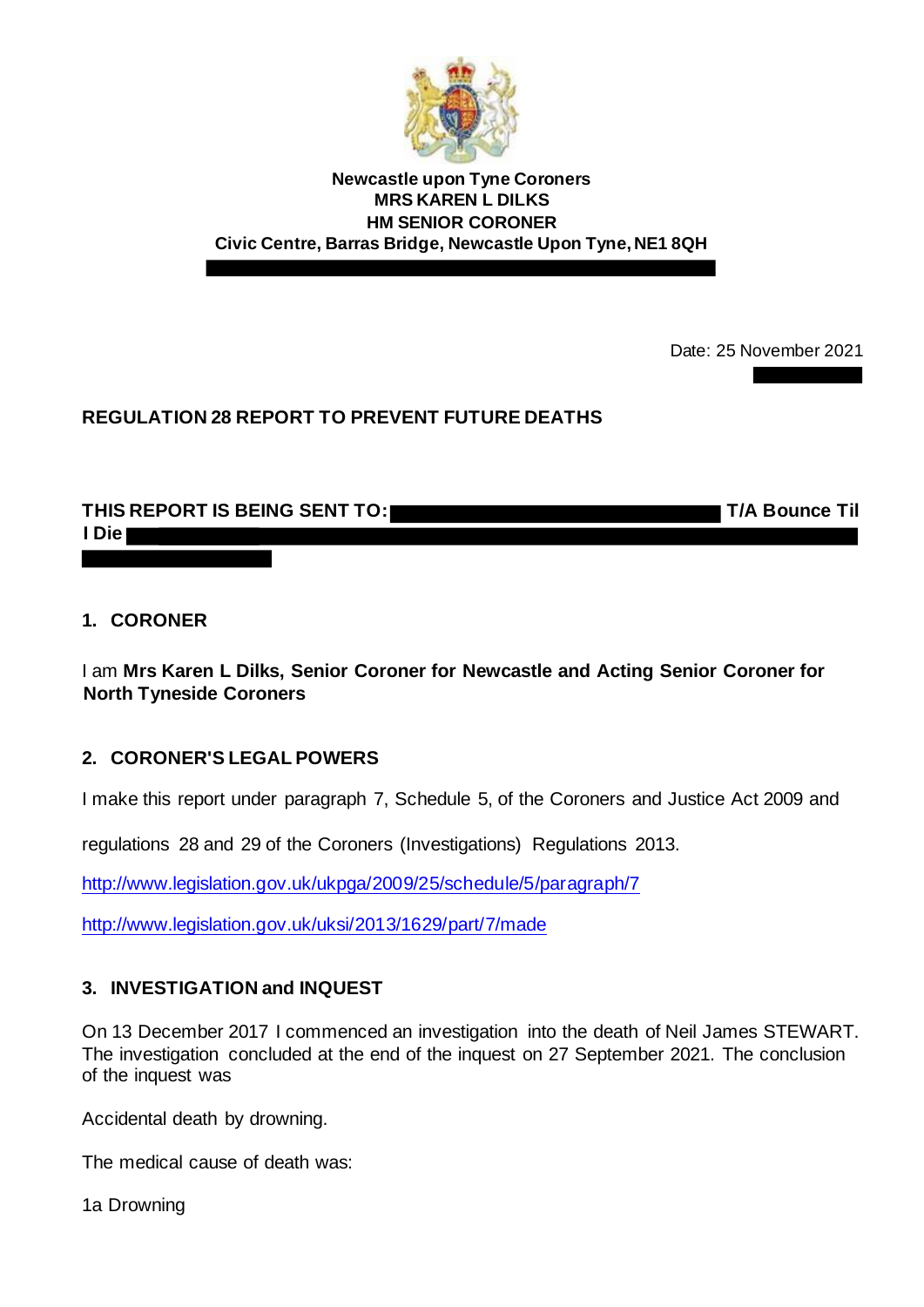**Newcastle upon Tyne Coroners**
**MRS KAREN L DILKS**
**HM SENIOR CORONER**
**Civic Centre, Barras Bridge, Newcastle Upon Tyne, NE1 8QH**

Date: 25 November 2021

**REGULATION 28 REPORT TO PREVENT FUTURE DEATHS**

**THIS REPORT IS BEING SENT TO: T/A Bounce Til I Die**

## 1. CORONER

I am **Mrs Karen L Dilks, Senior Coroner for Newcastle and Acting Senior Coroner for North Tyneside Coroners**

## 2. CORONER'S LEGAL POWERS

I make this report under paragraph 7, Schedule 5, of the Coroners and Justice Act 2009 and

regulations 28 and 29 of the Coroners (Investigations) Regulations 2013.

http://www.legislation.gov.uk/ukpga/2009/25/schedule/5/paragraph/7

http://www.legislation.gov.uk/uksi/2013/1629/part/7/made

## 3. INVESTIGATION and INQUEST

On 13 December 2017 I commenced an investigation into the death of Neil James STEWART. The investigation concluded at the end of the inquest on 27 September 2021. The conclusion of the inquest was

Accidental death by drowning.

The medical cause of death was:

1a Drowning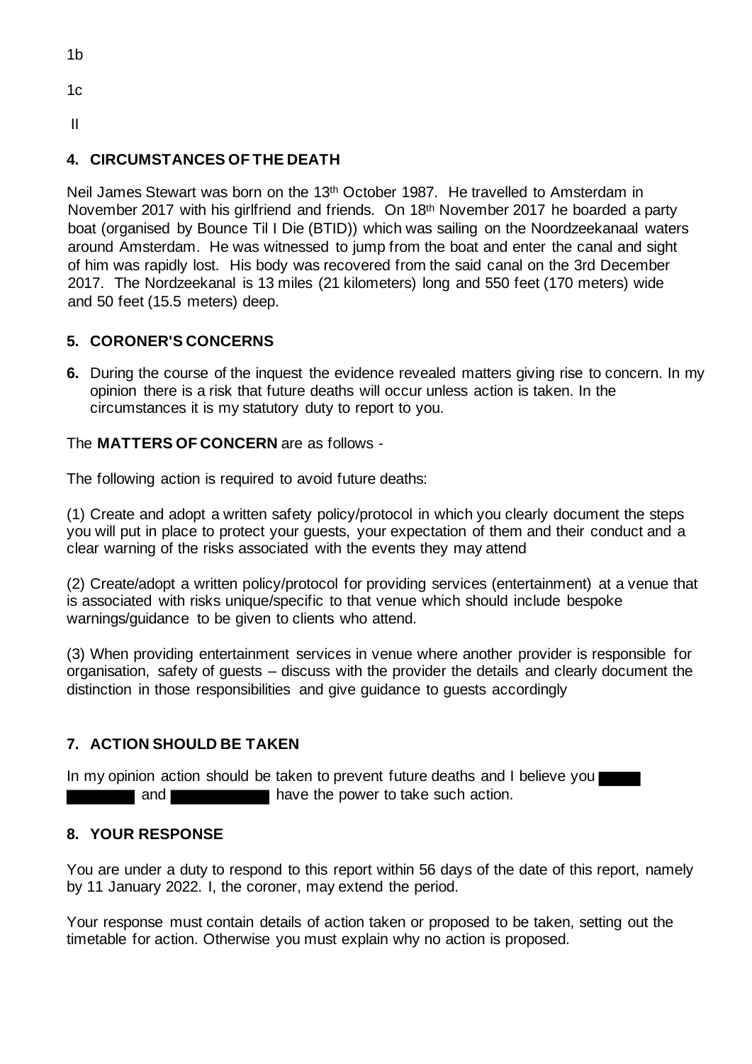1b

1c

II

## 4. CIRCUMSTANCES OF THE DEATH

Neil James Stewart was born on the 13th October 1987. He travelled to Amsterdam in November 2017 with his girlfriend and friends. On 18th November 2017 he boarded a party boat (organised by Bounce Til I Die (BTID)) which was sailing on the Noordzeekanaal waters around Amsterdam. He was witnessed to jump from the boat and enter the canal and sight of him was rapidly lost. His body was recovered from the said canal on the 3rd December 2017. The Nordzeekanal is 13 miles (21 kilometers) long and 550 feet (170 meters) wide and 50 feet (15.5 meters) deep.

## 5. CORONER'S CONCERNS

**6.** During the course of the inquest the evidence revealed matters giving rise to concern. In my opinion there is a risk that future deaths will occur unless action is taken. In the circumstances it is my statutory duty to report to you.

The **MATTERS OF CONCERN** are as follows -

The following action is required to avoid future deaths:

(1) Create and adopt a written safety policy/protocol in which you clearly document the steps you will put in place to protect your guests, your expectation of them and their conduct and a clear warning of the risks associated with the events they may attend

(2) Create/adopt a written policy/protocol for providing services (entertainment) at a venue that is associated with risks unique/specific to that venue which should include bespoke warnings/guidance to be given to clients who attend.

(3) When providing entertainment services in venue where another provider is responsible for organisation, safety of guests – discuss with the provider the details and clearly document the distinction in those responsibilities and give guidance to guests accordingly

## 7. ACTION SHOULD BE TAKEN

In my opinion action should be taken to prevent future deaths and I believe you [REDACTED] [REDACTED] and [REDACTED] have the power to take such action.

## 8. YOUR RESPONSE

You are under a duty to respond to this report within 56 days of the date of this report, namely by 11 January 2022. I, the coroner, may extend the period.

Your response must contain details of action taken or proposed to be taken, setting out the timetable for action. Otherwise you must explain why no action is proposed.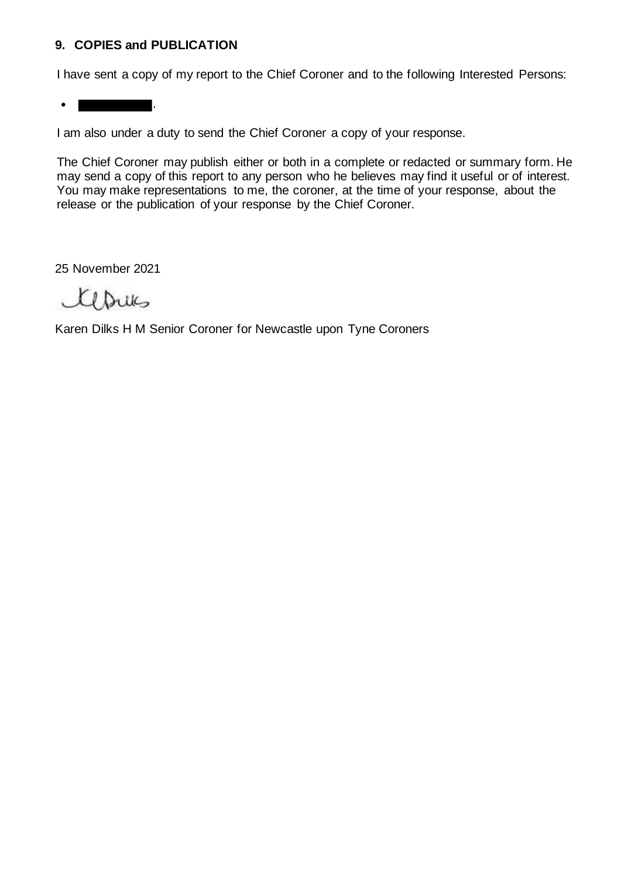## 9. COPIES and PUBLICATION

I have sent a copy of my report to the Chief Coroner and to the following Interested Persons:

- ██████████.

I am also under a duty to send the Chief Coroner a copy of your response.

The Chief Coroner may publish either or both in a complete or redacted or summary form. He may send a copy of this report to any person who he believes may find it useful or of interest. You may make representations to me, the coroner, at the time of your response, about the release or the publication of your response by the Chief Coroner.

25 November 2021

KDilks

Karen Dilks H M Senior Coroner for Newcastle upon Tyne Coroners